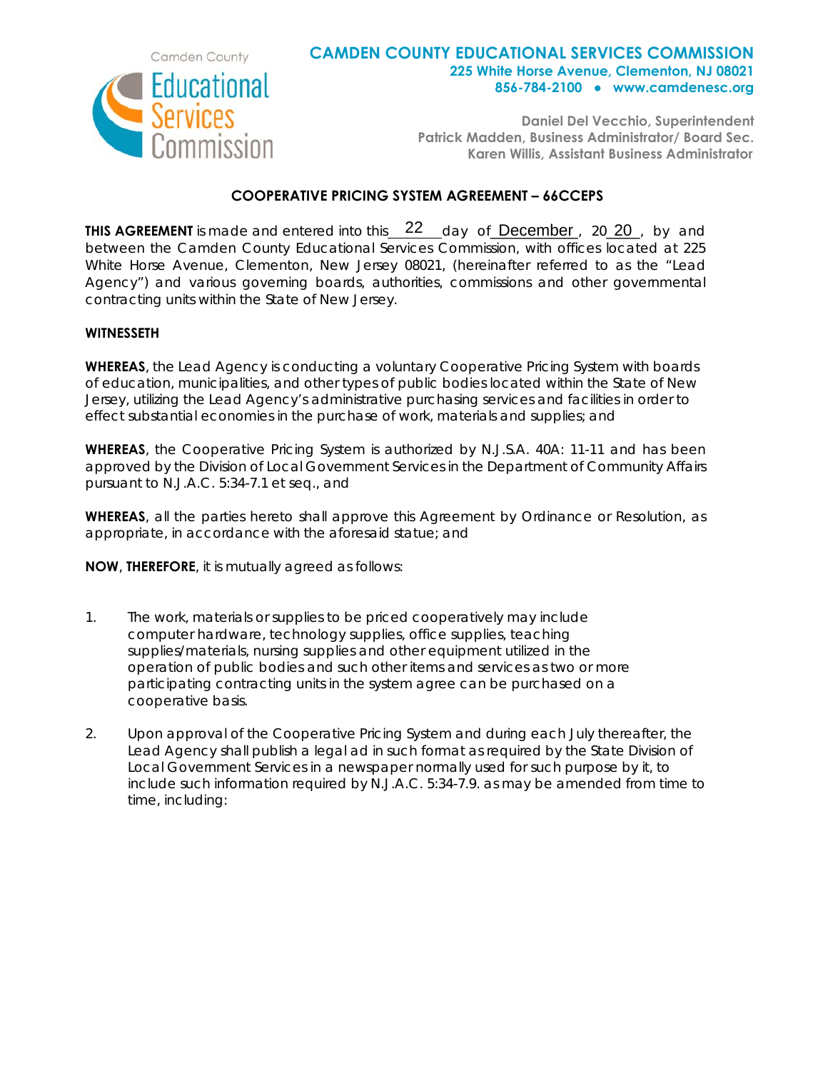Camden County Educational Services Commission

**CAMDEN COUNTY EDUCATIONAL SERVICES COMMISSION**
**225 White Horse Avenue, Clementon, NJ 08021**
**856-784-2100 • www.camdenesc.org**

**Daniel Del Vecchio, Superintendent**
**Patrick Madden, Business Administrator/ Board Sec.**
**Karen Willis, Assistant Business Administrator**

## COOPERATIVE PRICING SYSTEM AGREEMENT – 66CCEPS

**THIS AGREEMENT** is made and entered into this 22 day of December, 20 20, by and between the Camden County Educational Services Commission, with offices located at 225 White Horse Avenue, Clementon, New Jersey 08021, (hereinafter referred to as the "Lead Agency") and various governing boards, authorities, commissions and other governmental contracting units within the State of New Jersey.

**WITNESSETH**

**WHEREAS**, the Lead Agency is conducting a voluntary Cooperative Pricing System with boards of education, municipalities, and other types of public bodies located within the State of New Jersey, utilizing the Lead Agency's administrative purchasing services and facilities in order to effect substantial economies in the purchase of work, materials and supplies; and

**WHEREAS**, the Cooperative Pricing System is authorized by N.J.S.A. 40A: 11-11 and has been approved by the Division of Local Government Services in the Department of Community Affairs pursuant to N.J.A.C. 5:34-7.1 et seq., and

**WHEREAS**, all the parties hereto shall approve this Agreement by Ordinance or Resolution, as appropriate, in accordance with the aforesaid statue; and

**NOW, THEREFORE**, it is mutually agreed as follows:

1. The work, materials or supplies to be priced cooperatively may include computer hardware, technology supplies, office supplies, teaching supplies/materials, nursing supplies and other equipment utilized in the operation of public bodies and such other items and services as two or more participating contracting units in the system agree can be purchased on a cooperative basis.

2. Upon approval of the Cooperative Pricing System and during each July thereafter, the Lead Agency shall publish a legal ad in such format as required by the State Division of Local Government Services in a newspaper normally used for such purpose by it, to include such information required by N.J.A.C. 5:34-7.9. as may be amended from time to time, including: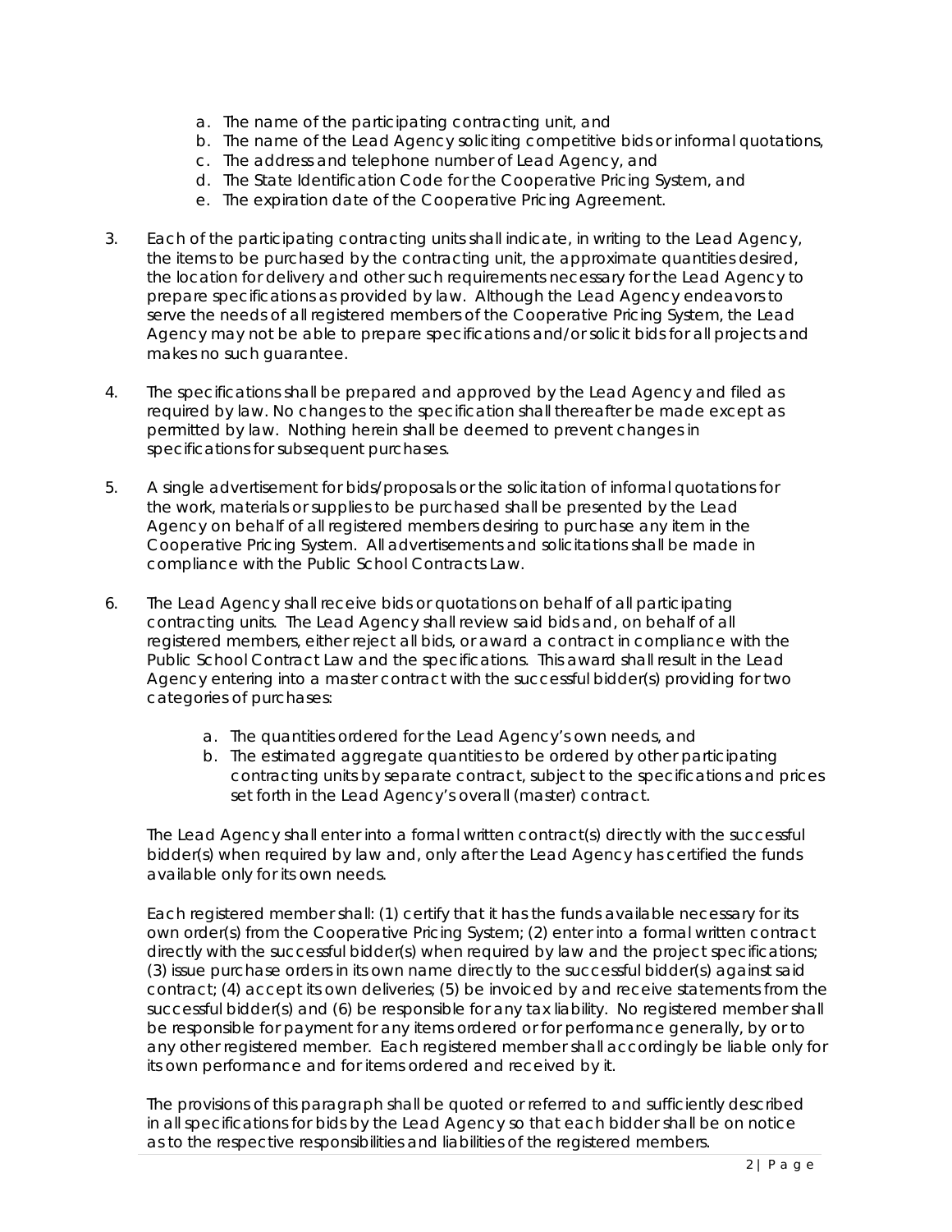a. The name of the participating contracting unit, and
b. The name of the Lead Agency soliciting competitive bids or informal quotations,
c. The address and telephone number of Lead Agency, and
d. The State Identification Code for the Cooperative Pricing System, and
e. The expiration date of the Cooperative Pricing Agreement.

3. Each of the participating contracting units shall indicate, in writing to the Lead Agency, the items to be purchased by the contracting unit, the approximate quantities desired, the location for delivery and other such requirements necessary for the Lead Agency to prepare specifications as provided by law. Although the Lead Agency endeavors to serve the needs of all registered members of the Cooperative Pricing System, the Lead Agency may not be able to prepare specifications and/or solicit bids for all projects and makes no such guarantee.

4. The specifications shall be prepared and approved by the Lead Agency and filed as required by law. No changes to the specification shall thereafter be made except as permitted by law. Nothing herein shall be deemed to prevent changes in specifications for subsequent purchases.

5. A single advertisement for bids/proposals or the solicitation of informal quotations for the work, materials or supplies to be purchased shall be presented by the Lead Agency on behalf of all registered members desiring to purchase any item in the Cooperative Pricing System. All advertisements and solicitations shall be made in compliance with the Public School Contracts Law.

6. The Lead Agency shall receive bids or quotations on behalf of all participating contracting units. The Lead Agency shall review said bids and, on behalf of all registered members, either reject all bids, or award a contract in compliance with the Public School Contract Law and the specifications. This award shall result in the Lead Agency entering into a master contract with the successful bidder(s) providing for two categories of purchases:

   a. The quantities ordered for the Lead Agency's own needs, and
   b. The estimated aggregate quantities to be ordered by other participating contracting units by separate contract, subject to the specifications and prices set forth in the Lead Agency's overall (master) contract.

   The Lead Agency shall enter into a formal written contract(s) directly with the successful bidder(s) when required by law and, only after the Lead Agency has certified the funds available only for its own needs.

   Each registered member shall: (1) certify that it has the funds available necessary for its own order(s) from the Cooperative Pricing System; (2) enter into a formal written contract directly with the successful bidder(s) when required by law and the project specifications; (3) issue purchase orders in its own name directly to the successful bidder(s) against said contract; (4) accept its own deliveries; (5) be invoiced by and receive statements from the successful bidder(s) and (6) be responsible for any tax liability. No registered member shall be responsible for payment for any items ordered or for performance generally, by or to any other registered member. Each registered member shall accordingly be liable only for its own performance and for items ordered and received by it.

   The provisions of this paragraph shall be quoted or referred to and sufficiently described in all specifications for bids by the Lead Agency so that each bidder shall be on notice as to the respective responsibilities and liabilities of the registered members.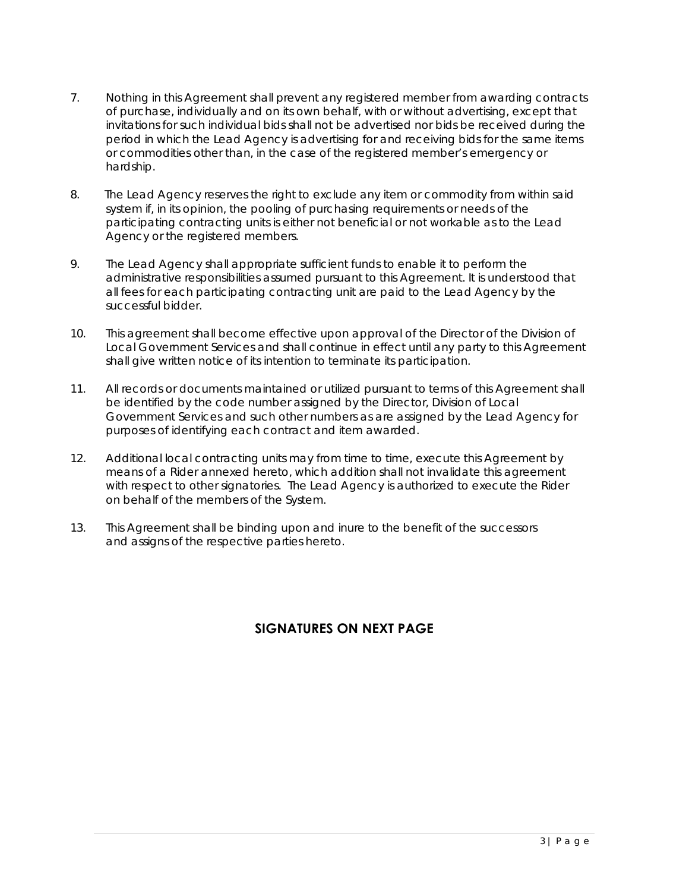7. Nothing in this Agreement shall prevent any registered member from awarding contracts of purchase, individually and on its own behalf, with or without advertising, except that invitations for such individual bids shall not be advertised nor bids be received during the period in which the Lead Agency is advertising for and receiving bids for the same items or commodities other than, in the case of the registered member's emergency or hardship.

8. The Lead Agency reserves the right to exclude any item or commodity from within said system if, in its opinion, the pooling of purchasing requirements or needs of the participating contracting units is either not beneficial or not workable as to the Lead Agency or the registered members.

9. The Lead Agency shall appropriate sufficient funds to enable it to perform the administrative responsibilities assumed pursuant to this Agreement. It is understood that all fees for each participating contracting unit are paid to the Lead Agency by the successful bidder.

10. This agreement shall become effective upon approval of the Director of the Division of Local Government Services and shall continue in effect until any party to this Agreement shall give written notice of its intention to terminate its participation.

11. All records or documents maintained or utilized pursuant to terms of this Agreement shall be identified by the code number assigned by the Director, Division of Local Government Services and such other numbers as are assigned by the Lead Agency for purposes of identifying each contract and item awarded.

12. Additional local contracting units may from time to time, execute this Agreement by means of a Rider annexed hereto, which addition shall not invalidate this agreement with respect to other signatories. The Lead Agency is authorized to execute the Rider on behalf of the members of the System.

13. This Agreement shall be binding upon and inure to the benefit of the successors and assigns of the respective parties hereto.

**SIGNATURES ON NEXT PAGE**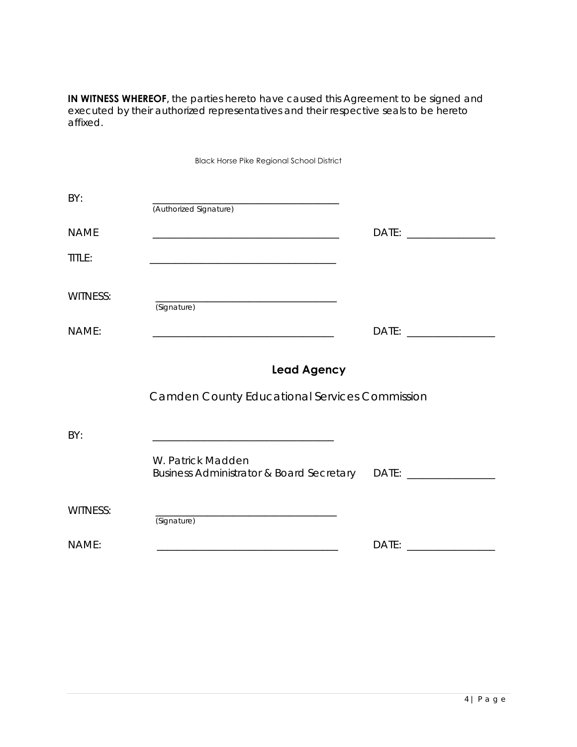**IN WITNESS WHEREOF**, the parties hereto have caused this Agreement to be signed and executed by their authorized representatives and their respective seals to be hereto affixed.

Black Horse Pike Regional School District

BY: ____________________________________
(Authorized Signature)

NAME ____________________________________ DATE: ________________

TITLE: ____________________________________

WITNESS: ____________________________________
(Signature)

NAME: ____________________________________ DATE: ________________

**Lead Agency**

Camden County Educational Services Commission

BY: ____________________________________

W. Patrick Madden
Business Administrator & Board Secretary DATE: ________________

WITNESS: ____________________________________
(Signature)

NAME: ____________________________________ DATE: ________________